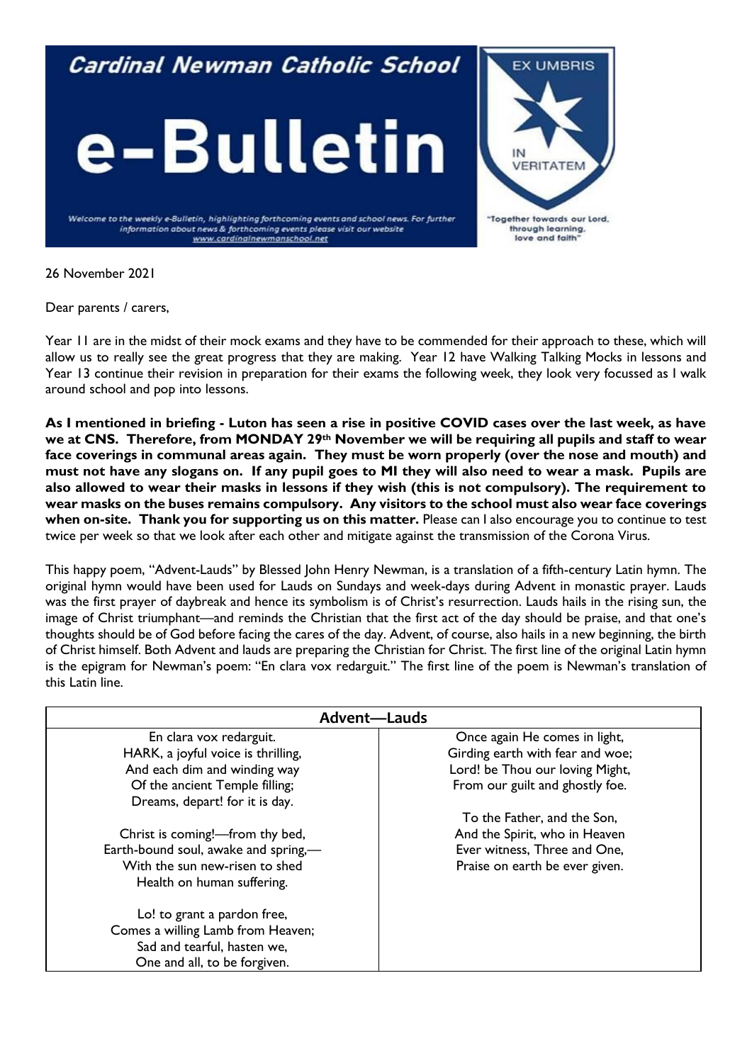# Cardinal Newman Catholic School

# e-Bulletin

*Welcome to the weekly e-Bulletin, highlighting forthcoming events and school news. For further information about news & forthcoming events please visit our website www.cardinalnewmanschool.net*

EX UMBRIS IN VERITATEM

"Together towards our Lord, through learning, love and faith"

26 November 2021

Dear parents / carers,

Year 11 are in the midst of their mock exams and they have to be commended for their approach to these, which will allow us to really see the great progress that they are making. Year 12 have Walking Talking Mocks in lessons and Year 13 continue their revision in preparation for their exams the following week, they look very focussed as I walk around school and pop into lessons.

**As I mentioned in briefing - Luton has seen a rise in positive COVID cases over the last week, as have we at CNS. Therefore, from MONDAY 29th November we will be requiring all pupils and staff to wear face coverings in communal areas again. They must be worn properly (over the nose and mouth) and must not have any slogans on. If any pupil goes to MI they will also need to wear a mask. Pupils are also allowed to wear their masks in lessons if they wish (this is not compulsory). The requirement to wear masks on the buses remains compulsory. Any visitors to the school must also wear face coverings when on-site. Thank you for supporting us on this matter.** Please can I also encourage you to continue to test twice per week so that we look after each other and mitigate against the transmission of the Corona Virus.

This happy poem, "Advent-Lauds" by Blessed John Henry Newman, is a translation of a fifth-century Latin hymn. The original hymn would have been used for Lauds on Sundays and week-days during Advent in monastic prayer. Lauds was the first prayer of daybreak and hence its symbolism is of Christ's resurrection. Lauds hails in the rising sun, the image of Christ triumphant—and reminds the Christian that the first act of the day should be praise, and that one's thoughts should be of God before facing the cares of the day. Advent, of course, also hails in a new beginning, the birth of Christ himself. Both Advent and lauds are preparing the Christian for Christ. The first line of the original Latin hymn is the epigram for Newman's poem: "En clara vox redarguit." The first line of the poem is Newman's translation of this Latin line.

**Advent—Lauds**

En clara vox redarguit.
HARK, a joyful voice is thrilling,
And each dim and winding way
Of the ancient Temple filling;
Dreams, depart! for it is day.

Christ is coming!—from thy bed,
Earth-bound soul, awake and spring,—
With the sun new-risen to shed
Health on human suffering.

Lo! to grant a pardon free,
Comes a willing Lamb from Heaven;
Sad and tearful, hasten we,
One and all, to be forgiven.

Once again He comes in light,
Girding earth with fear and woe;
Lord! be Thou our loving Might,
From our guilt and ghostly foe.

To the Father, and the Son,
And the Spirit, who in Heaven
Ever witness, Three and One,
Praise on earth be ever given.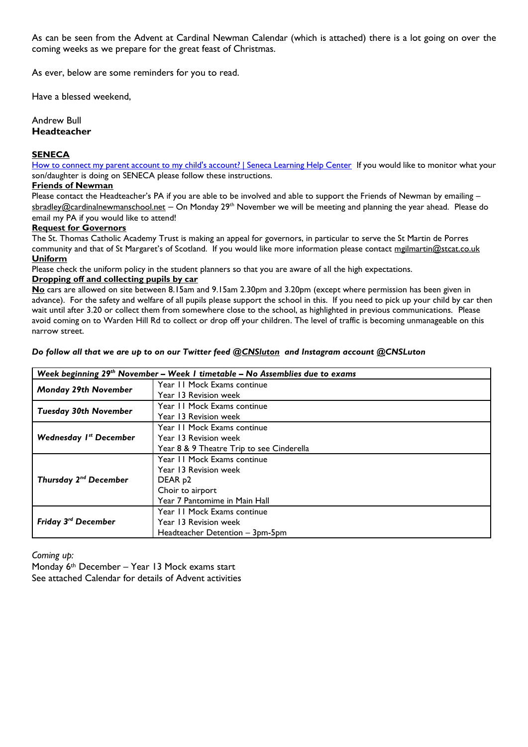As can be seen from the Advent at Cardinal Newman Calendar (which is attached) there is a lot going on over the coming weeks as we prepare for the great feast of Christmas.

As ever, below are some reminders for you to read.

Have a blessed weekend,

Andrew Bull
**Headteacher**

**SENECA**
How to connect my parent account to my child's account? | Seneca Learning Help Center If you would like to monitor what your son/daughter is doing on SENECA please follow these instructions.

**Friends of Newman**
Please contact the Headteacher's PA if you are able to be involved and able to support the Friends of Newman by emailing – sbradley@cardinalnewmanschool.net – On Monday 29th November we will be meeting and planning the year ahead. Please do email my PA if you would like to attend!

**Request for Governors**
The St. Thomas Catholic Academy Trust is making an appeal for governors, in particular to serve the St Martin de Porres community and that of St Margaret's of Scotland. If you would like more information please contact mgilmartin@stcat.co.uk

**Uniform**
Please check the uniform policy in the student planners so that you are aware of all the high expectations.

**Dropping off and collecting pupils by car**
**No** cars are allowed on site between 8.15am and 9.15am 2.30pm and 3.20pm (except where permission has been given in advance). For the safety and welfare of all pupils please support the school in this. If you need to pick up your child by car then wait until after 3.20 or collect them from somewhere close to the school, as highlighted in previous communications. Please avoid coming on to Warden Hill Rd to collect or drop off your children. The level of traffic is becoming unmanageable on this narrow street.

***Do follow all that we are up to on our Twitter feed @CNSluton and Instagram account @CNSLuton***

| ***Week beginning 29th November – Week 1 timetable – No Assemblies due to exams*** | |
|---|---|
| ***Monday 29th November*** | Year 11 Mock Exams continue<br>Year 13 Revision week |
| ***Tuesday 30th November*** | Year 11 Mock Exams continue<br>Year 13 Revision week |
| ***Wednesday 1st December*** | Year 11 Mock Exams continue<br>Year 13 Revision week<br>Year 8 & 9 Theatre Trip to see Cinderella |
| ***Thursday 2nd December*** | Year 11 Mock Exams continue<br>Year 13 Revision week<br>DEAR p2<br>Choir to airport<br>Year 7 Pantomime in Main Hall |
| ***Friday 3rd December*** | Year 11 Mock Exams continue<br>Year 13 Revision week<br>Headteacher Detention – 3pm-5pm |

*Coming up:*
Monday 6th December – Year 13 Mock exams start
See attached Calendar for details of Advent activities